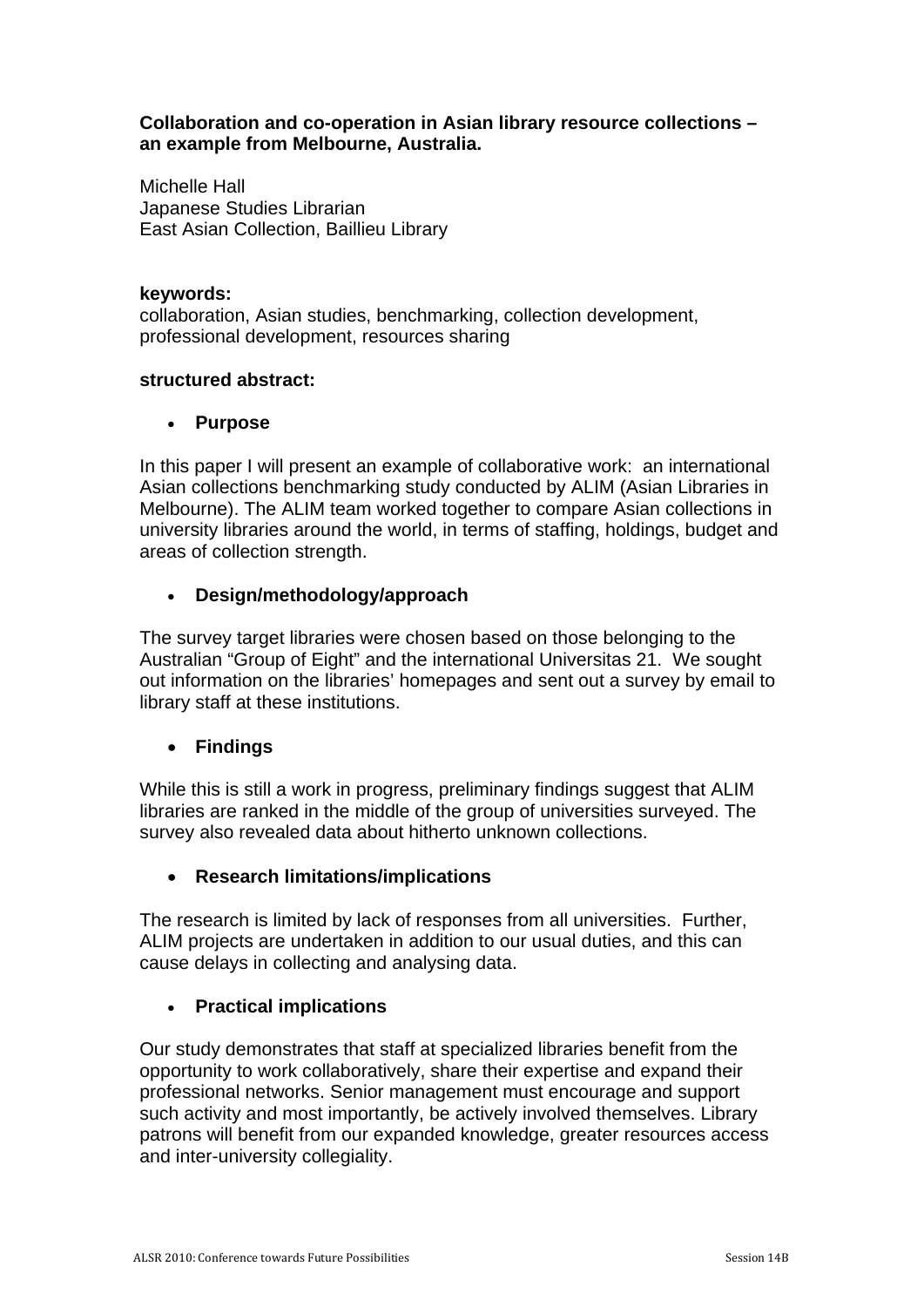# Collaboration and co-operation in Asian library resource collections – an example from Melbourne, Australia.

Michelle Hall
Japanese Studies Librarian
East Asian Collection, Baillieu Library

**keywords:**
collaboration, Asian studies, benchmarking, collection development, professional development, resources sharing

**structured abstract:**

- **Purpose**

In this paper I will present an example of collaborative work: an international Asian collections benchmarking study conducted by ALIM (Asian Libraries in Melbourne). The ALIM team worked together to compare Asian collections in university libraries around the world, in terms of staffing, holdings, budget and areas of collection strength.

- **Design/methodology/approach**

The survey target libraries were chosen based on those belonging to the Australian "Group of Eight" and the international Universitas 21. We sought out information on the libraries' homepages and sent out a survey by email to library staff at these institutions.

- **Findings**

While this is still a work in progress, preliminary findings suggest that ALIM libraries are ranked in the middle of the group of universities surveyed. The survey also revealed data about hitherto unknown collections.

- **Research limitations/implications**

The research is limited by lack of responses from all universities. Further, ALIM projects are undertaken in addition to our usual duties, and this can cause delays in collecting and analysing data.

- **Practical implications**

Our study demonstrates that staff at specialized libraries benefit from the opportunity to work collaboratively, share their expertise and expand their professional networks. Senior management must encourage and support such activity and most importantly, be actively involved themselves. Library patrons will benefit from our expanded knowledge, greater resources access and inter-university collegiality.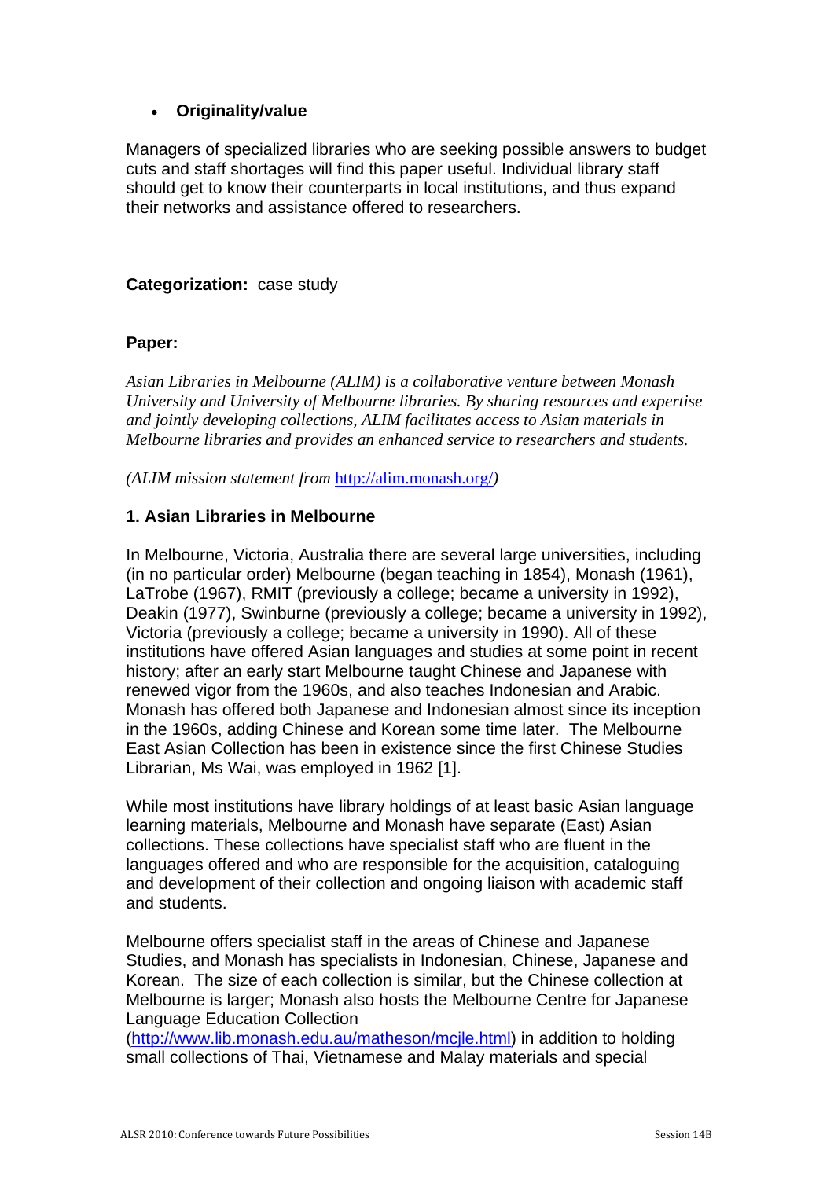- **Originality/value**

Managers of specialized libraries who are seeking possible answers to budget cuts and staff shortages will find this paper useful. Individual library staff should get to know their counterparts in local institutions, and thus expand their networks and assistance offered to researchers.

**Categorization:** case study

**Paper:**

*Asian Libraries in Melbourne (ALIM) is a collaborative venture between Monash University and University of Melbourne libraries. By sharing resources and expertise and jointly developing collections, ALIM facilitates access to Asian materials in Melbourne libraries and provides an enhanced service to researchers and students.*

*(ALIM mission statement from* http://alim.monash.org/*)*

## 1. Asian Libraries in Melbourne

In Melbourne, Victoria, Australia there are several large universities, including (in no particular order) Melbourne (began teaching in 1854), Monash (1961), LaTrobe (1967), RMIT (previously a college; became a university in 1992), Deakin (1977), Swinburne (previously a college; became a university in 1992), Victoria (previously a college; became a university in 1990). All of these institutions have offered Asian languages and studies at some point in recent history; after an early start Melbourne taught Chinese and Japanese with renewed vigor from the 1960s, and also teaches Indonesian and Arabic. Monash has offered both Japanese and Indonesian almost since its inception in the 1960s, adding Chinese and Korean some time later. The Melbourne East Asian Collection has been in existence since the first Chinese Studies Librarian, Ms Wai, was employed in 1962 [1].

While most institutions have library holdings of at least basic Asian language learning materials, Melbourne and Monash have separate (East) Asian collections. These collections have specialist staff who are fluent in the languages offered and who are responsible for the acquisition, cataloguing and development of their collection and ongoing liaison with academic staff and students.

Melbourne offers specialist staff in the areas of Chinese and Japanese Studies, and Monash has specialists in Indonesian, Chinese, Japanese and Korean. The size of each collection is similar, but the Chinese collection at Melbourne is larger; Monash also hosts the Melbourne Centre for Japanese Language Education Collection (http://www.lib.monash.edu.au/matheson/mcjle.html) in addition to holding small collections of Thai, Vietnamese and Malay materials and special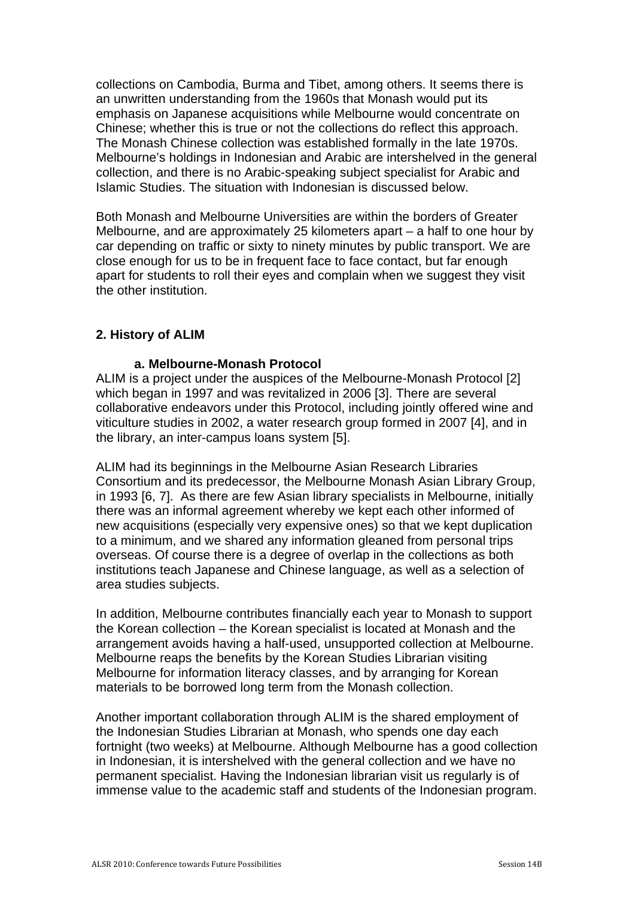collections on Cambodia, Burma and Tibet, among others. It seems there is an unwritten understanding from the 1960s that Monash would put its emphasis on Japanese acquisitions while Melbourne would concentrate on Chinese; whether this is true or not the collections do reflect this approach. The Monash Chinese collection was established formally in the late 1970s. Melbourne's holdings in Indonesian and Arabic are intershelved in the general collection, and there is no Arabic-speaking subject specialist for Arabic and Islamic Studies. The situation with Indonesian is discussed below.

Both Monash and Melbourne Universities are within the borders of Greater Melbourne, and are approximately 25 kilometers apart – a half to one hour by car depending on traffic or sixty to ninety minutes by public transport. We are close enough for us to be in frequent face to face contact, but far enough apart for students to roll their eyes and complain when we suggest they visit the other institution.

## 2. History of ALIM

### a. Melbourne-Monash Protocol

ALIM is a project under the auspices of the Melbourne-Monash Protocol [2] which began in 1997 and was revitalized in 2006 [3]. There are several collaborative endeavors under this Protocol, including jointly offered wine and viticulture studies in 2002, a water research group formed in 2007 [4], and in the library, an inter-campus loans system [5].

ALIM had its beginnings in the Melbourne Asian Research Libraries Consortium and its predecessor, the Melbourne Monash Asian Library Group, in 1993 [6, 7]. As there are few Asian library specialists in Melbourne, initially there was an informal agreement whereby we kept each other informed of new acquisitions (especially very expensive ones) so that we kept duplication to a minimum, and we shared any information gleaned from personal trips overseas. Of course there is a degree of overlap in the collections as both institutions teach Japanese and Chinese language, as well as a selection of area studies subjects.

In addition, Melbourne contributes financially each year to Monash to support the Korean collection – the Korean specialist is located at Monash and the arrangement avoids having a half-used, unsupported collection at Melbourne. Melbourne reaps the benefits by the Korean Studies Librarian visiting Melbourne for information literacy classes, and by arranging for Korean materials to be borrowed long term from the Monash collection.

Another important collaboration through ALIM is the shared employment of the Indonesian Studies Librarian at Monash, who spends one day each fortnight (two weeks) at Melbourne. Although Melbourne has a good collection in Indonesian, it is intershelved with the general collection and we have no permanent specialist. Having the Indonesian librarian visit us regularly is of immense value to the academic staff and students of the Indonesian program.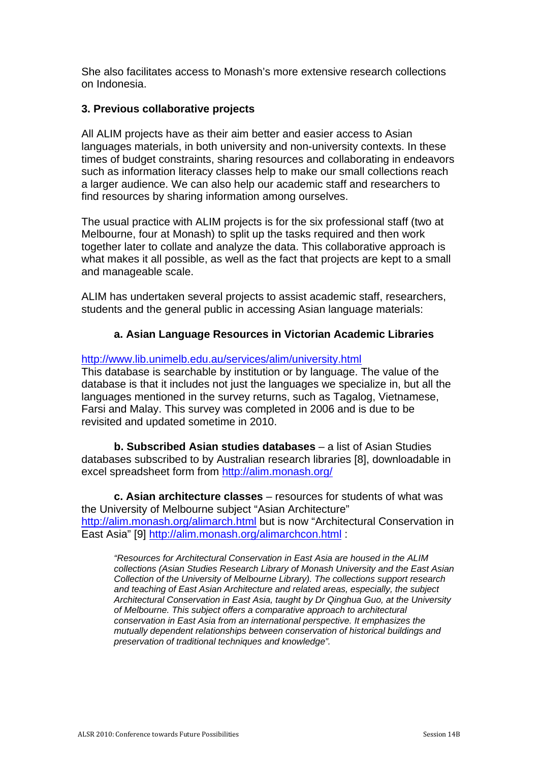She also facilitates access to Monash's more extensive research collections on Indonesia.

### 3. Previous collaborative projects

All ALIM projects have as their aim better and easier access to Asian languages materials, in both university and non-university contexts. In these times of budget constraints, sharing resources and collaborating in endeavors such as information literacy classes help to make our small collections reach a larger audience. We can also help our academic staff and researchers to find resources by sharing information among ourselves.

The usual practice with ALIM projects is for the six professional staff (two at Melbourne, four at Monash) to split up the tasks required and then work together later to collate and analyze the data. This collaborative approach is what makes it all possible, as well as the fact that projects are kept to a small and manageable scale.

ALIM has undertaken several projects to assist academic staff, researchers, students and the general public in accessing Asian language materials:

#### a. Asian Language Resources in Victorian Academic Libraries

http://www.lib.unimelb.edu.au/services/alim/university.html
This database is searchable by institution or by language. The value of the database is that it includes not just the languages we specialize in, but all the languages mentioned in the survey returns, such as Tagalog, Vietnamese, Farsi and Malay. This survey was completed in 2006 and is due to be revisited and updated sometime in 2010.

**b. Subscribed Asian studies databases** – a list of Asian Studies databases subscribed to by Australian research libraries [8], downloadable in excel spreadsheet form from http://alim.monash.org/

**c. Asian architecture classes** – resources for students of what was the University of Melbourne subject "Asian Architecture" http://alim.monash.org/alimarch.html but is now "Architectural Conservation in East Asia" [9] http://alim.monash.org/alimarchcon.html :

> *"Resources for Architectural Conservation in East Asia are housed in the ALIM collections (Asian Studies Research Library of Monash University and the East Asian Collection of the University of Melbourne Library). The collections support research and teaching of East Asian Architecture and related areas, especially, the subject Architectural Conservation in East Asia, taught by Dr Qinghua Guo, at the University of Melbourne. This subject offers a comparative approach to architectural conservation in East Asia from an international perspective. It emphasizes the mutually dependent relationships between conservation of historical buildings and preservation of traditional techniques and knowledge".*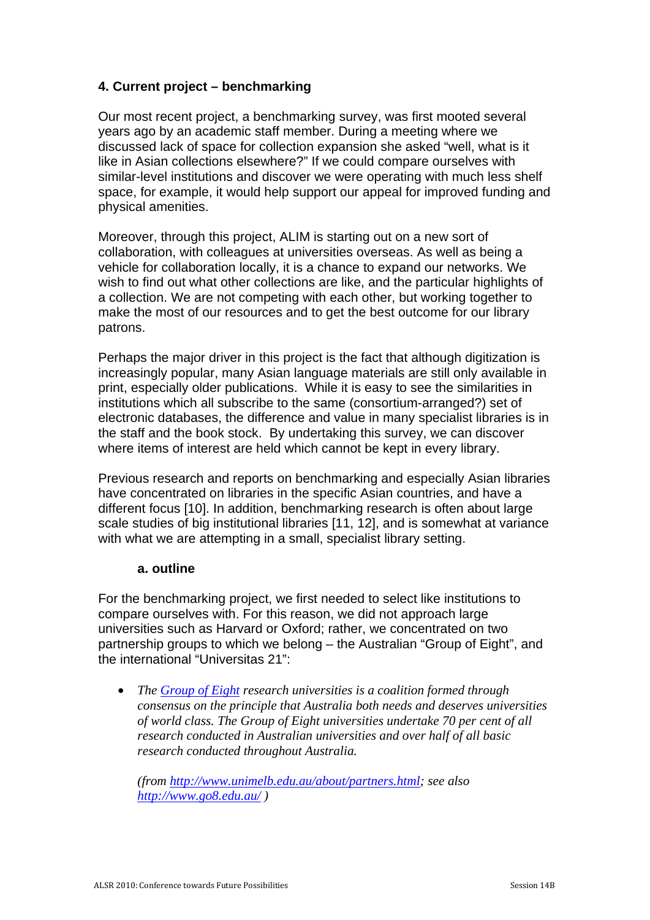## 4. Current project – benchmarking

Our most recent project, a benchmarking survey, was first mooted several years ago by an academic staff member. During a meeting where we discussed lack of space for collection expansion she asked "well, what is it like in Asian collections elsewhere?" If we could compare ourselves with similar-level institutions and discover we were operating with much less shelf space, for example, it would help support our appeal for improved funding and physical amenities.

Moreover, through this project, ALIM is starting out on a new sort of collaboration, with colleagues at universities overseas. As well as being a vehicle for collaboration locally, it is a chance to expand our networks. We wish to find out what other collections are like, and the particular highlights of a collection. We are not competing with each other, but working together to make the most of our resources and to get the best outcome for our library patrons.

Perhaps the major driver in this project is the fact that although digitization is increasingly popular, many Asian language materials are still only available in print, especially older publications. While it is easy to see the similarities in institutions which all subscribe to the same (consortium-arranged?) set of electronic databases, the difference and value in many specialist libraries is in the staff and the book stock. By undertaking this survey, we can discover where items of interest are held which cannot be kept in every library.

Previous research and reports on benchmarking and especially Asian libraries have concentrated on libraries in the specific Asian countries, and have a different focus [10]. In addition, benchmarking research is often about large scale studies of big institutional libraries [11, 12], and is somewhat at variance with what we are attempting in a small, specialist library setting.

### a. outline

For the benchmarking project, we first needed to select like institutions to compare ourselves with. For this reason, we did not approach large universities such as Harvard or Oxford; rather, we concentrated on two partnership groups to which we belong – the Australian "Group of Eight", and the international "Universitas 21":

- *The Group of Eight research universities is a coalition formed through consensus on the principle that Australia both needs and deserves universities of world class. The Group of Eight universities undertake 70 per cent of all research conducted in Australian universities and over half of all basic research conducted throughout Australia.*

  *(from http://www.unimelb.edu.au/about/partners.html; see also http://www.go8.edu.au/ )*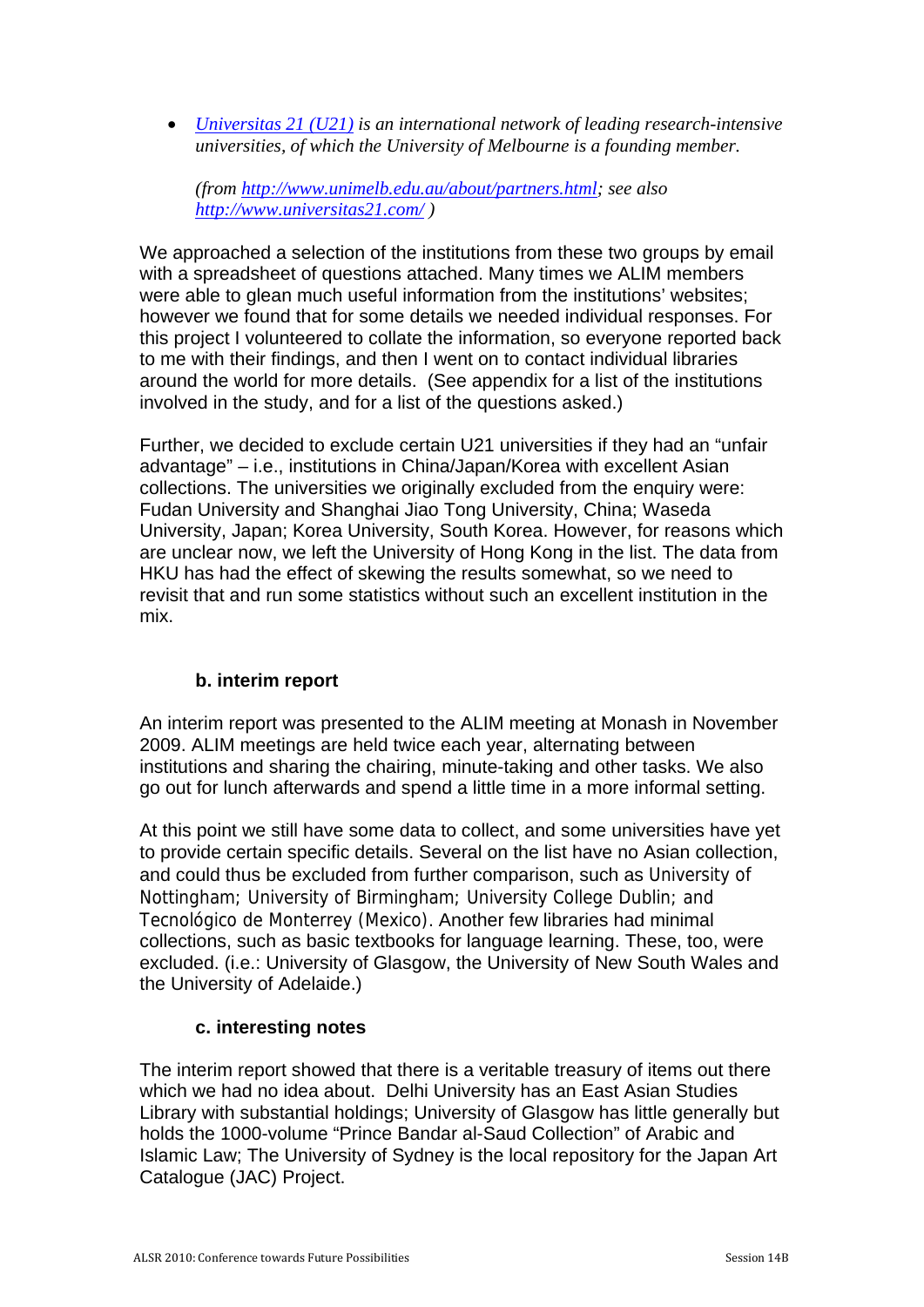- *[Universitas 21 (U21)](http://www.universitas21.com/) is an international network of leading research-intensive universities, of which the University of Melbourne is a founding member.*

  *(from [http://www.unimelb.edu.au/about/partners.html](http://www.unimelb.edu.au/about/partners.html); see also [http://www.universitas21.com/](http://www.universitas21.com/) )*

We approached a selection of the institutions from these two groups by email with a spreadsheet of questions attached. Many times we ALIM members were able to glean much useful information from the institutions' websites; however we found that for some details we needed individual responses. For this project I volunteered to collate the information, so everyone reported back to me with their findings, and then I went on to contact individual libraries around the world for more details. (See appendix for a list of the institutions involved in the study, and for a list of the questions asked.)

Further, we decided to exclude certain U21 universities if they had an "unfair advantage" – i.e., institutions in China/Japan/Korea with excellent Asian collections. The universities we originally excluded from the enquiry were: Fudan University and Shanghai Jiao Tong University, China; Waseda University, Japan; Korea University, South Korea. However, for reasons which are unclear now, we left the University of Hong Kong in the list. The data from HKU has had the effect of skewing the results somewhat, so we need to revisit that and run some statistics without such an excellent institution in the mix.

### b. interim report

An interim report was presented to the ALIM meeting at Monash in November 2009. ALIM meetings are held twice each year, alternating between institutions and sharing the chairing, minute-taking and other tasks. We also go out for lunch afterwards and spend a little time in a more informal setting.

At this point we still have some data to collect, and some universities have yet to provide certain specific details. Several on the list have no Asian collection, and could thus be excluded from further comparison, such as University of Nottingham; University of Birmingham; University College Dublin; and Tecnológico de Monterrey (Mexico). Another few libraries had minimal collections, such as basic textbooks for language learning. These, too, were excluded. (i.e.: University of Glasgow, the University of New South Wales and the University of Adelaide.)

### c. interesting notes

The interim report showed that there is a veritable treasury of items out there which we had no idea about. Delhi University has an East Asian Studies Library with substantial holdings; University of Glasgow has little generally but holds the 1000-volume "Prince Bandar al-Saud Collection" of Arabic and Islamic Law; The University of Sydney is the local repository for the Japan Art Catalogue (JAC) Project.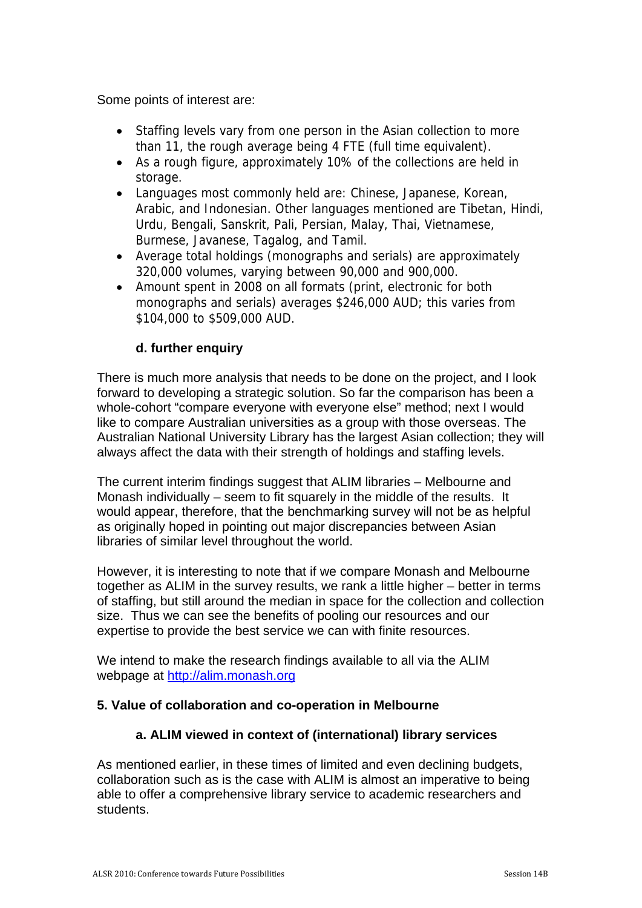Some points of interest are:

- Staffing levels vary from one person in the Asian collection to more than 11, the rough average being 4 FTE (full time equivalent).
- As a rough figure, approximately 10% of the collections are held in storage.
- Languages most commonly held are: Chinese, Japanese, Korean, Arabic, and Indonesian. Other languages mentioned are Tibetan, Hindi, Urdu, Bengali, Sanskrit, Pali, Persian, Malay, Thai, Vietnamese, Burmese, Javanese, Tagalog, and Tamil.
- Average total holdings (monographs and serials) are approximately 320,000 volumes, varying between 90,000 and 900,000.
- Amount spent in 2008 on all formats (print, electronic for both monographs and serials) averages $246,000 AUD; this varies from $104,000 to $509,000 AUD.

### d. further enquiry

There is much more analysis that needs to be done on the project, and I look forward to developing a strategic solution. So far the comparison has been a whole-cohort "compare everyone with everyone else" method; next I would like to compare Australian universities as a group with those overseas. The Australian National University Library has the largest Asian collection; they will always affect the data with their strength of holdings and staffing levels.

The current interim findings suggest that ALIM libraries – Melbourne and Monash individually – seem to fit squarely in the middle of the results. It would appear, therefore, that the benchmarking survey will not be as helpful as originally hoped in pointing out major discrepancies between Asian libraries of similar level throughout the world.

However, it is interesting to note that if we compare Monash and Melbourne together as ALIM in the survey results, we rank a little higher – better in terms of staffing, but still around the median in space for the collection and collection size. Thus we can see the benefits of pooling our resources and our expertise to provide the best service we can with finite resources.

We intend to make the research findings available to all via the ALIM webpage at [http://alim.monash.org](http://alim.monash.org)

## 5. Value of collaboration and co-operation in Melbourne

### a. ALIM viewed in context of (international) library services

As mentioned earlier, in these times of limited and even declining budgets, collaboration such as is the case with ALIM is almost an imperative to being able to offer a comprehensive library service to academic researchers and students.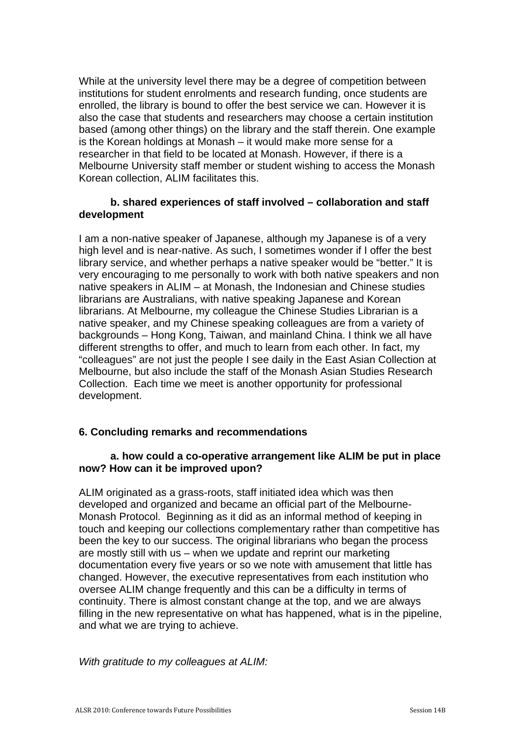While at the university level there may be a degree of competition between institutions for student enrolments and research funding, once students are enrolled, the library is bound to offer the best service we can. However it is also the case that students and researchers may choose a certain institution based (among other things) on the library and the staff therein. One example is the Korean holdings at Monash – it would make more sense for a researcher in that field to be located at Monash. However, if there is a Melbourne University staff member or student wishing to access the Monash Korean collection, ALIM facilitates this.

**b. shared experiences of staff involved – collaboration and staff development**

I am a non-native speaker of Japanese, although my Japanese is of a very high level and is near-native. As such, I sometimes wonder if I offer the best library service, and whether perhaps a native speaker would be "better." It is very encouraging to me personally to work with both native speakers and non native speakers in ALIM – at Monash, the Indonesian and Chinese studies librarians are Australians, with native speaking Japanese and Korean librarians. At Melbourne, my colleague the Chinese Studies Librarian is a native speaker, and my Chinese speaking colleagues are from a variety of backgrounds – Hong Kong, Taiwan, and mainland China. I think we all have different strengths to offer, and much to learn from each other. In fact, my "colleagues" are not just the people I see daily in the East Asian Collection at Melbourne, but also include the staff of the Monash Asian Studies Research Collection. Each time we meet is another opportunity for professional development.

## 6. Concluding remarks and recommendations

**a. how could a co-operative arrangement like ALIM be put in place now? How can it be improved upon?**

ALIM originated as a grass-roots, staff initiated idea which was then developed and organized and became an official part of the Melbourne-Monash Protocol. Beginning as it did as an informal method of keeping in touch and keeping our collections complementary rather than competitive has been the key to our success. The original librarians who began the process are mostly still with us – when we update and reprint our marketing documentation every five years or so we note with amusement that little has changed. However, the executive representatives from each institution who oversee ALIM change frequently and this can be a difficulty in terms of continuity. There is almost constant change at the top, and we are always filling in the new representative on what has happened, what is in the pipeline, and what we are trying to achieve.

*With gratitude to my colleagues at ALIM:*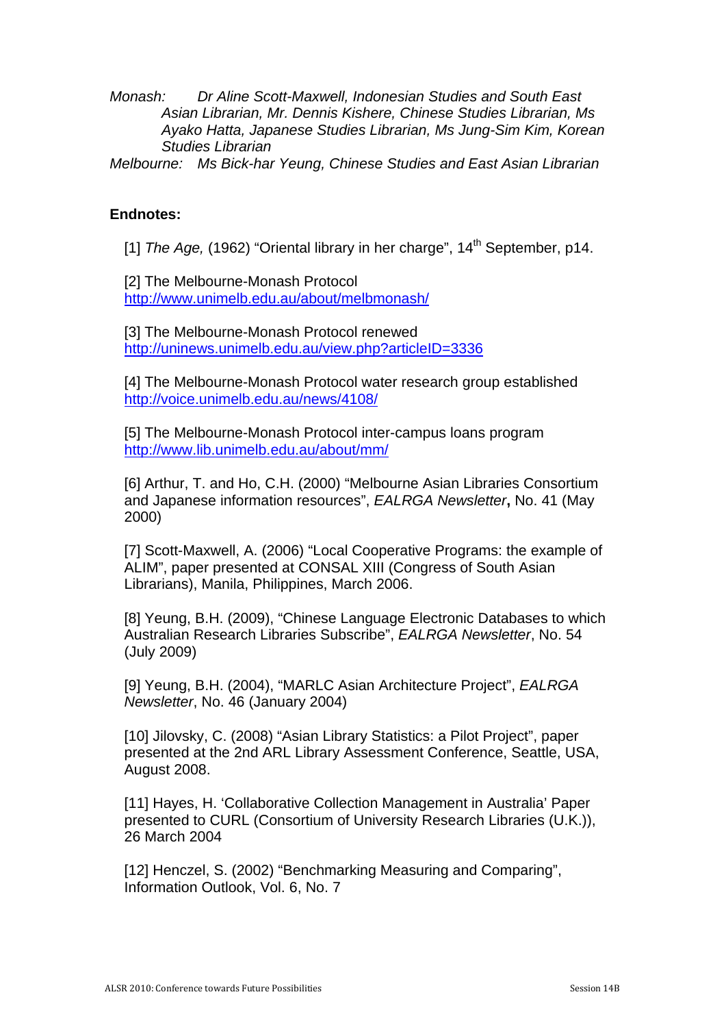*Monash:* *Dr Aline Scott-Maxwell, Indonesian Studies and South East Asian Librarian, Mr. Dennis Kishere, Chinese Studies Librarian, Ms Ayako Hatta, Japanese Studies Librarian, Ms Jung-Sim Kim, Korean Studies Librarian*

*Melbourne:* *Ms Bick-har Yeung, Chinese Studies and East Asian Librarian*

**Endnotes:**

[1] *The Age,* (1962) "Oriental library in her charge", 14th September, p14.

[2] The Melbourne-Monash Protocol
http://www.unimelb.edu.au/about/melbmonash/

[3] The Melbourne-Monash Protocol renewed
http://uninews.unimelb.edu.au/view.php?articleID=3336

[4] The Melbourne-Monash Protocol water research group established
http://voice.unimelb.edu.au/news/4108/

[5] The Melbourne-Monash Protocol inter-campus loans program
http://www.lib.unimelb.edu.au/about/mm/

[6] Arthur, T. and Ho, C.H. (2000) "Melbourne Asian Libraries Consortium and Japanese information resources", *EALRGA Newsletter***,** No. 41 (May 2000)

[7] Scott-Maxwell, A. (2006) "Local Cooperative Programs: the example of ALIM", paper presented at CONSAL XIII (Congress of South Asian Librarians), Manila, Philippines, March 2006.

[8] Yeung, B.H. (2009), "Chinese Language Electronic Databases to which Australian Research Libraries Subscribe", *EALRGA Newsletter*, No. 54 (July 2009)

[9] Yeung, B.H. (2004), "MARLC Asian Architecture Project", *EALRGA Newsletter*, No. 46 (January 2004)

[10] Jilovsky, C. (2008) "Asian Library Statistics: a Pilot Project", paper presented at the 2nd ARL Library Assessment Conference, Seattle, USA, August 2008.

[11] Hayes, H. 'Collaborative Collection Management in Australia' Paper presented to CURL (Consortium of University Research Libraries (U.K.)), 26 March 2004

[12] Henczel, S. (2002) "Benchmarking Measuring and Comparing", Information Outlook, Vol. 6, No. 7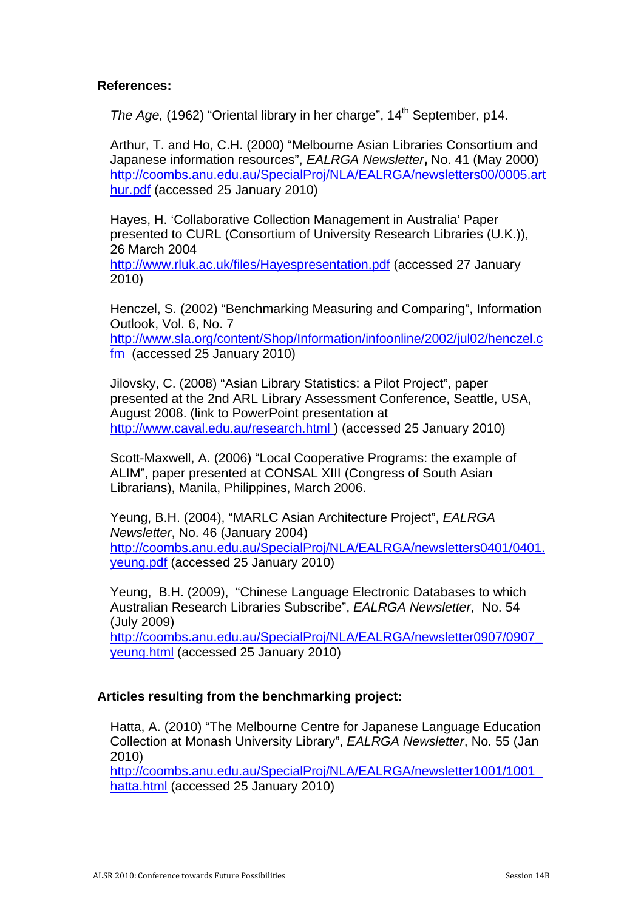**References:**

*The Age,* (1962) "Oriental library in her charge", 14th September, p14.

Arthur, T. and Ho, C.H. (2000) "Melbourne Asian Libraries Consortium and Japanese information resources", *EALRGA Newsletter*, No. 41 (May 2000) http://coombs.anu.edu.au/SpecialProj/NLA/EALRGA/newsletters00/0005.arthur.pdf (accessed 25 January 2010)

Hayes, H. 'Collaborative Collection Management in Australia' Paper presented to CURL (Consortium of University Research Libraries (U.K.)), 26 March 2004
http://www.rluk.ac.uk/files/Hayespresentation.pdf (accessed 27 January 2010)

Henczel, S. (2002) "Benchmarking Measuring and Comparing", Information Outlook, Vol. 6, No. 7
http://www.sla.org/content/Shop/Information/infoonline/2002/jul02/henczel.cfm (accessed 25 January 2010)

Jilovsky, C. (2008) "Asian Library Statistics: a Pilot Project", paper presented at the 2nd ARL Library Assessment Conference, Seattle, USA, August 2008. (link to PowerPoint presentation at http://www.caval.edu.au/research.html ) (accessed 25 January 2010)

Scott-Maxwell, A. (2006) "Local Cooperative Programs: the example of ALIM", paper presented at CONSAL XIII (Congress of South Asian Librarians), Manila, Philippines, March 2006.

Yeung, B.H. (2004), "MARLC Asian Architecture Project", *EALRGA Newsletter*, No. 46 (January 2004)
http://coombs.anu.edu.au/SpecialProj/NLA/EALRGA/newsletters0401/0401.yeung.pdf (accessed 25 January 2010)

Yeung, B.H. (2009), "Chinese Language Electronic Databases to which Australian Research Libraries Subscribe", *EALRGA Newsletter*, No. 54 (July 2009)
http://coombs.anu.edu.au/SpecialProj/NLA/EALRGA/newsletter0907/0907_yeung.html (accessed 25 January 2010)

**Articles resulting from the benchmarking project:**

Hatta, A. (2010) "The Melbourne Centre for Japanese Language Education Collection at Monash University Library", *EALRGA Newsletter*, No. 55 (Jan 2010)
http://coombs.anu.edu.au/SpecialProj/NLA/EALRGA/newsletter1001/1001_hatta.html (accessed 25 January 2010)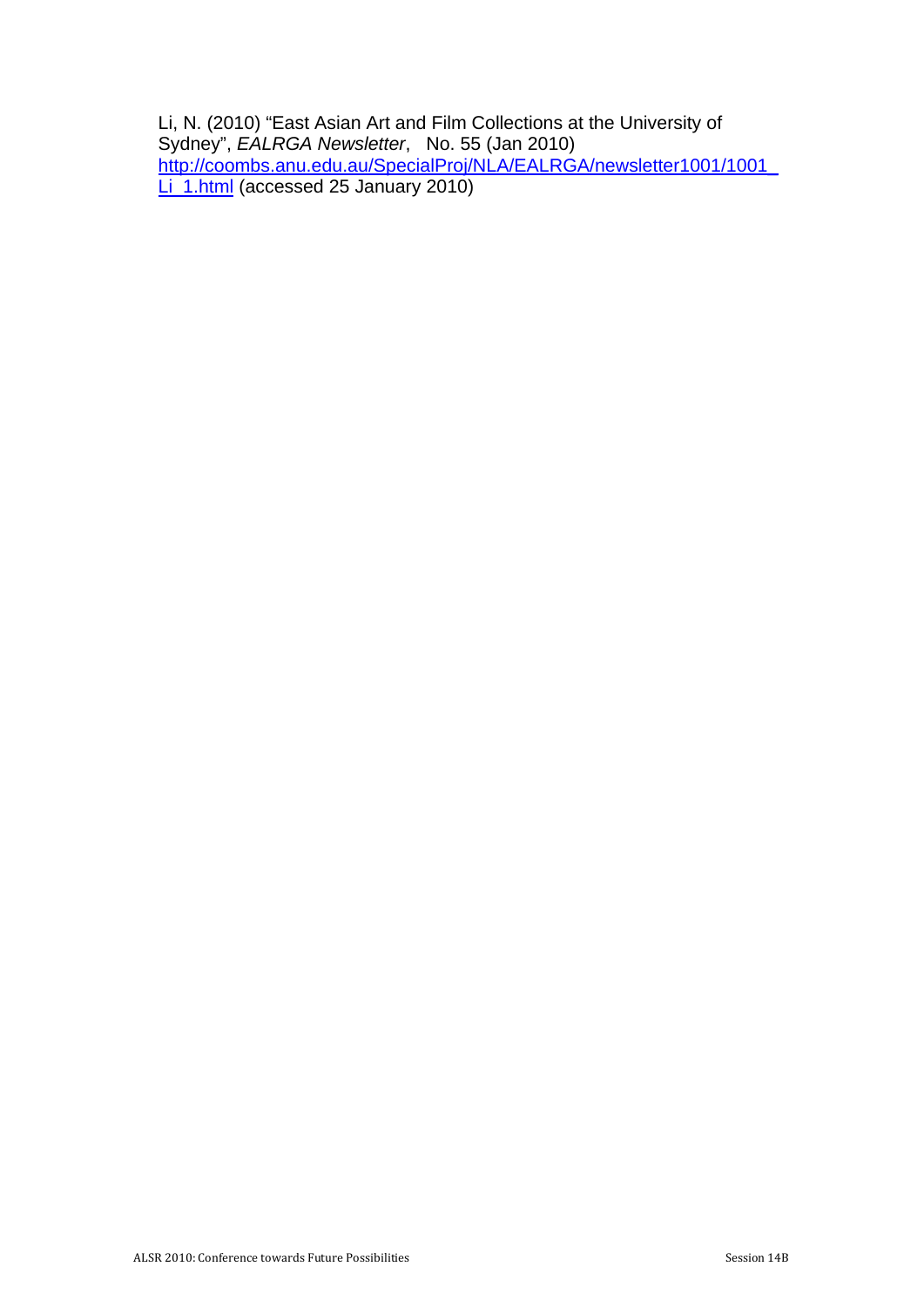Li, N. (2010) "East Asian Art and Film Collections at the University of Sydney", *EALRGA Newsletter*, No. 55 (Jan 2010) http://coombs.anu.edu.au/SpecialProj/NLA/EALRGA/newsletter1001/1001_Li_1.html (accessed 25 January 2010)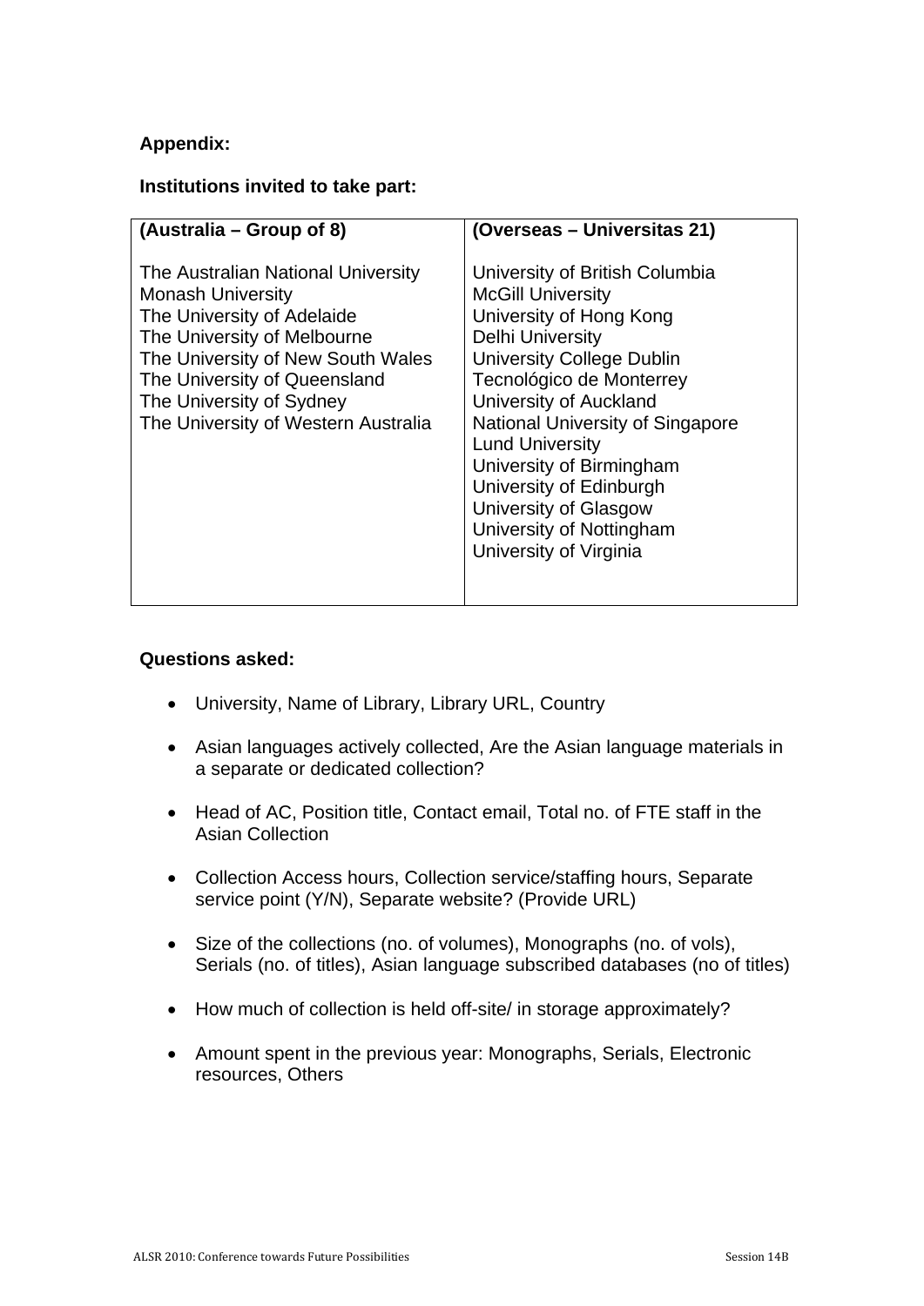**Appendix:**

**Institutions invited to take part:**

| (Australia – Group of 8) | (Overseas – Universitas 21) |
|---|---|
| The Australian National University<br>Monash University<br>The University of Adelaide<br>The University of Melbourne<br>The University of New South Wales<br>The University of Queensland<br>The University of Sydney<br>The University of Western Australia | University of British Columbia<br>McGill University<br>University of Hong Kong<br>Delhi University<br>University College Dublin<br>Tecnológico de Monterrey<br>University of Auckland<br>National University of Singapore<br>Lund University<br>University of Birmingham<br>University of Edinburgh<br>University of Glasgow<br>University of Nottingham<br>University of Virginia |

**Questions asked:**

- University, Name of Library, Library URL, Country
- Asian languages actively collected, Are the Asian language materials in a separate or dedicated collection?
- Head of AC, Position title, Contact email, Total no. of FTE staff in the Asian Collection
- Collection Access hours, Collection service/staffing hours, Separate service point (Y/N), Separate website? (Provide URL)
- Size of the collections (no. of volumes), Monographs (no. of vols), Serials (no. of titles), Asian language subscribed databases (no of titles)
- How much of collection is held off-site/ in storage approximately?
- Amount spent in the previous year: Monographs, Serials, Electronic resources, Others